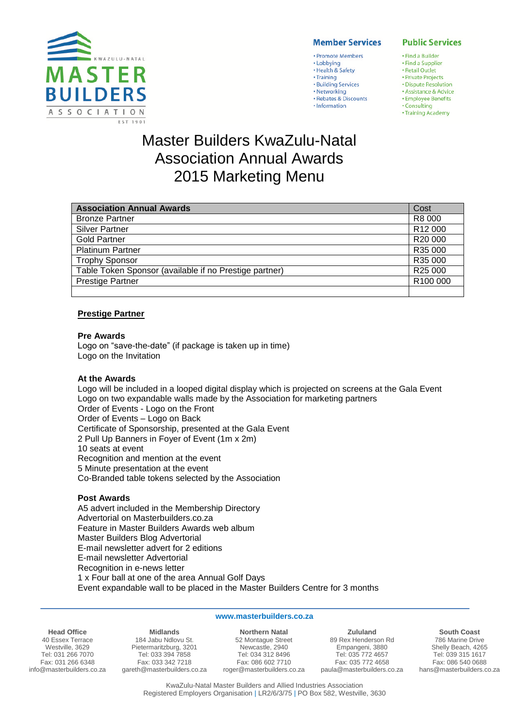**Member Services**

- Promote Members
- Lobbying
- Health & Safety
- Training
- Building Services
- Networking
- Rebates & Discounts
- Information

**Public Services**

- Find a Builder
- Find a Supplier
- Retail Outlet
- Private Projects
- Dispute Resolution
- Assistance & Advice
- Employee Benefits
- Consulting
- Training Academy

# Master Builders KwaZulu-Natal Association Annual Awards 2015 Marketing Menu

| Association Annual Awards | Cost |
|---|---|
| Bronze Partner | R8 000 |
| Silver Partner | R12 000 |
| Gold Partner | R20 000 |
| Platinum Partner | R35 000 |
| Trophy Sponsor | R35 000 |
| Table Token Sponsor (available if no Prestige partner) | R25 000 |
| Prestige Partner | R100 000 |
| | |

## Prestige Partner

**Pre Awards**

Logo on "save-the-date" (if package is taken up in time)
Logo on the Invitation

**At the Awards**

Logo will be included in a looped digital display which is projected on screens at the Gala Event
Logo on two expandable walls made by the Association for marketing partners
Order of Events - Logo on the Front
Order of Events – Logo on Back
Certificate of Sponsorship, presented at the Gala Event
2 Pull Up Banners in Foyer of Event (1m x 2m)
10 seats at event
Recognition and mention at the event
5 Minute presentation at the event
Co-Branded table tokens selected by the Association

**Post Awards**

A5 advert included in the Membership Directory
Advertorial on Masterbuilders.co.za
Feature in Master Builders Awards web album
Master Builders Blog Advertorial
E-mail newsletter advert for 2 editions
E-mail newsletter Advertorial
Recognition in e-news letter
1 x Four ball at one of the area Annual Golf Days
Event expandable wall to be placed in the Master Builders Centre for 3 months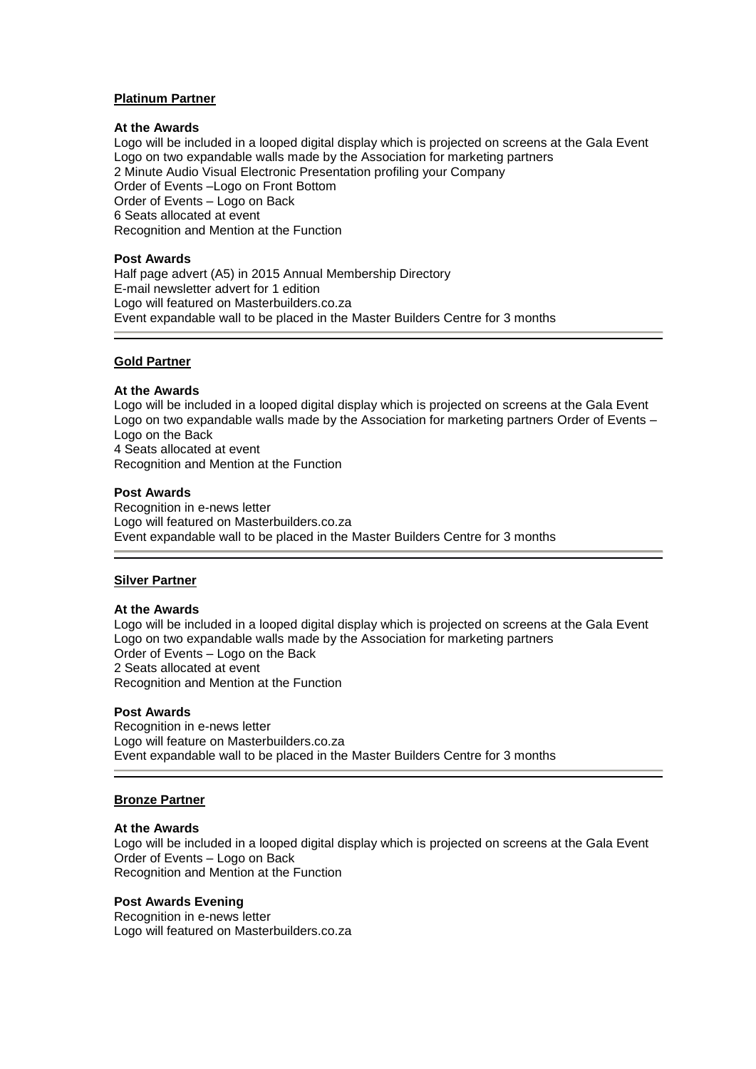**Platinum Partner**

**At the Awards**

Logo will be included in a looped digital display which is projected on screens at the Gala Event
Logo on two expandable walls made by the Association for marketing partners
2 Minute Audio Visual Electronic Presentation profiling your Company
Order of Events –Logo on Front Bottom
Order of Events – Logo on Back
6 Seats allocated at event
Recognition and Mention at the Function

**Post Awards**

Half page advert (A5) in 2015 Annual Membership Directory
E-mail newsletter advert for 1 edition
Logo will featured on Masterbuilders.co.za
Event expandable wall to be placed in the Master Builders Centre for 3 months

---

**Gold Partner**

**At the Awards**

Logo will be included in a looped digital display which is projected on screens at the Gala Event
Logo on two expandable walls made by the Association for marketing partners Order of Events – Logo on the Back
4 Seats allocated at event
Recognition and Mention at the Function

**Post Awards**

Recognition in e-news letter
Logo will featured on Masterbuilders.co.za
Event expandable wall to be placed in the Master Builders Centre for 3 months

---

**Silver Partner**

**At the Awards**

Logo will be included in a looped digital display which is projected on screens at the Gala Event
Logo on two expandable walls made by the Association for marketing partners
Order of Events – Logo on the Back
2 Seats allocated at event
Recognition and Mention at the Function

**Post Awards**

Recognition in e-news letter
Logo will feature on Masterbuilders.co.za
Event expandable wall to be placed in the Master Builders Centre for 3 months

---

**Bronze Partner**

**At the Awards**

Logo will be included in a looped digital display which is projected on screens at the Gala Event
Order of Events – Logo on Back
Recognition and Mention at the Function

**Post Awards Evening**

Recognition in e-news letter
Logo will featured on Masterbuilders.co.za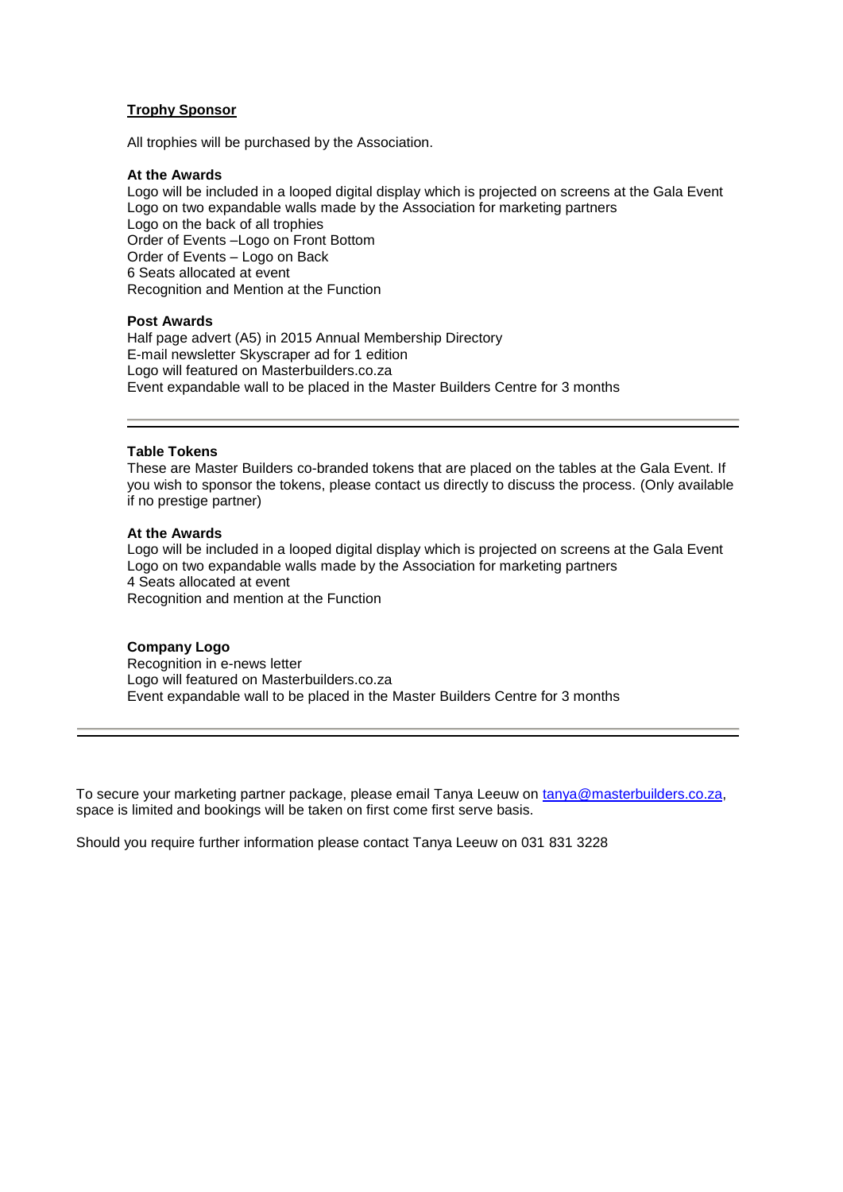**<u>Trophy Sponsor</u>**

All trophies will be purchased by the Association.

**At the Awards**

Logo will be included in a looped digital display which is projected on screens at the Gala Event
Logo on two expandable walls made by the Association for marketing partners
Logo on the back of all trophies
Order of Events –Logo on Front Bottom
Order of Events – Logo on Back
6 Seats allocated at event
Recognition and Mention at the Function

**Post Awards**

Half page advert (A5) in 2015 Annual Membership Directory
E-mail newsletter Skyscraper ad for 1 edition
Logo will featured on Masterbuilders.co.za
Event expandable wall to be placed in the Master Builders Centre for 3 months

---

**Table Tokens**

These are Master Builders co-branded tokens that are placed on the tables at the Gala Event. If you wish to sponsor the tokens, please contact us directly to discuss the process. (Only available if no prestige partner)

**At the Awards**

Logo will be included in a looped digital display which is projected on screens at the Gala Event
Logo on two expandable walls made by the Association for marketing partners
4 Seats allocated at event
Recognition and mention at the Function

**Company Logo**

Recognition in e-news letter
Logo will featured on Masterbuilders.co.za
Event expandable wall to be placed in the Master Builders Centre for 3 months

---

To secure your marketing partner package, please email Tanya Leeuw on tanya@masterbuilders.co.za, space is limited and bookings will be taken on first come first serve basis.

Should you require further information please contact Tanya Leeuw on 031 831 3228